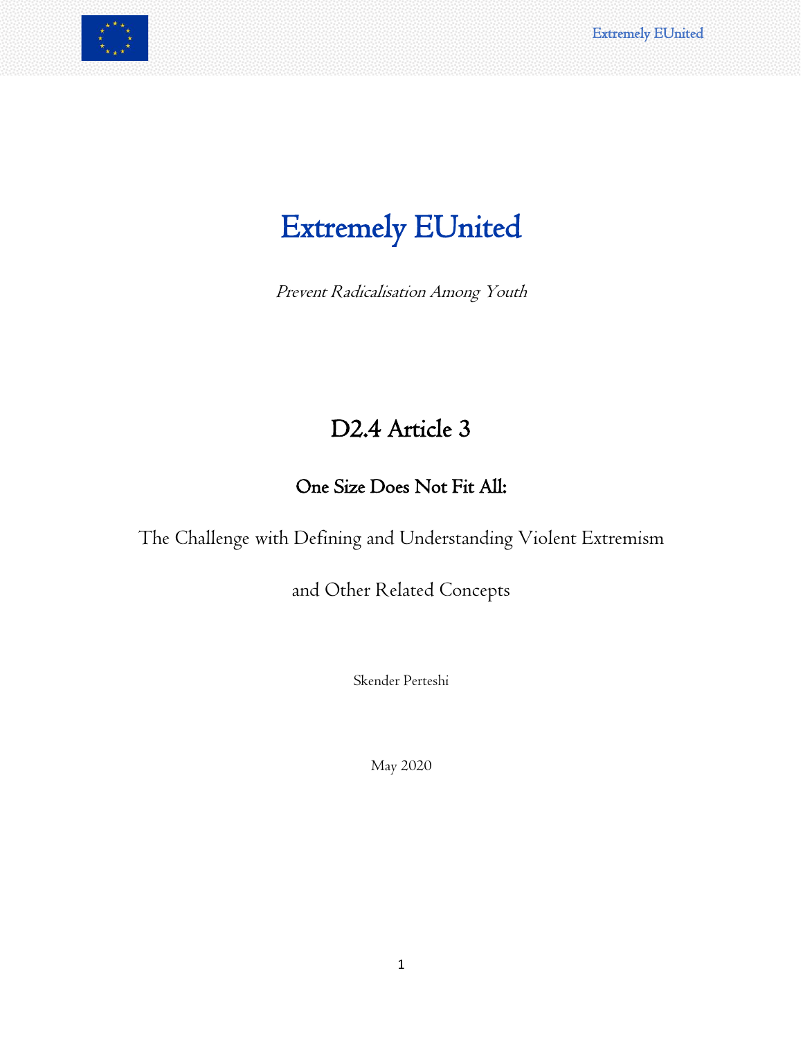# Extremely EUnited

*Prevent Radicalisation Among Youth*

## D2.4 Article 3

### One Size Does Not Fit All:

The Challenge with Defining and Understanding Violent Extremism

and Other Related Concepts

Skender Perteshi

May 2020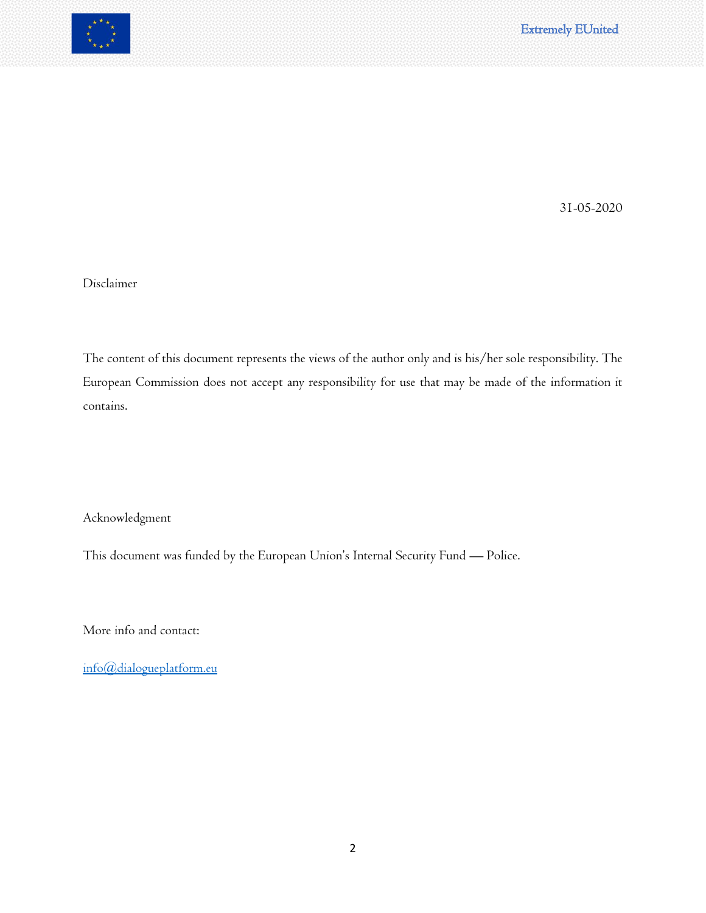31-05-2020

Disclaimer

The content of this document represents the views of the author only and is his/her sole responsibility. The European Commission does not accept any responsibility for use that may be made of the information it contains.

Acknowledgment

This document was funded by the European Union's Internal Security Fund — Police.

More info and contact:

info@dialogueplatform.eu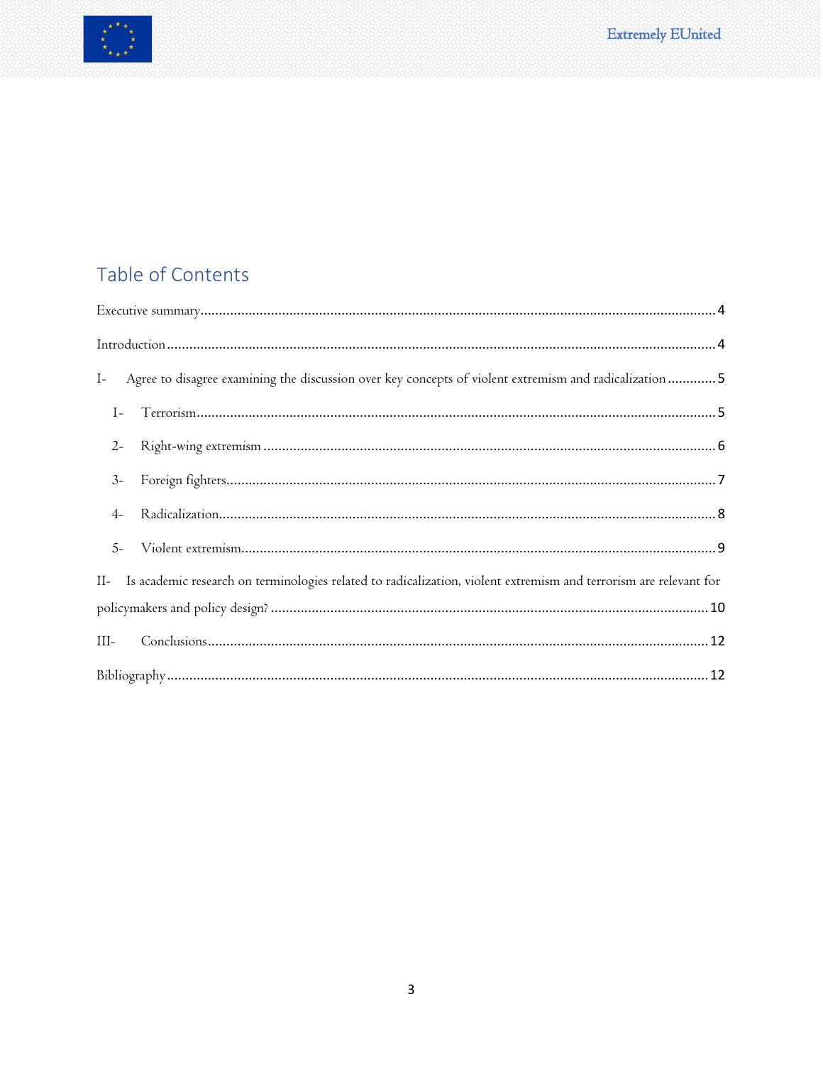## Table of Contents

Executive summary....................................................................................................................................4

Introduction..............................................................................................................................................4

I- Agree to disagree examining the discussion over key concepts of violent extremism and radicalization............5

- 1- Terrorism...........................................................................................................................................5
- 2- Right-wing extremism.........................................................................................................................6
- 3- Foreign fighters..................................................................................................................................7
- 4- Radicalization.....................................................................................................................................8
- 5- Violent extremism...............................................................................................................................9

II- Is academic research on terminologies related to radicalization, violent extremism and terrorism are relevant for policymakers and policy design?....................................................................................................10

III- Conclusions.........................................................................................................................................12

Bibliography.............................................................................................................................................12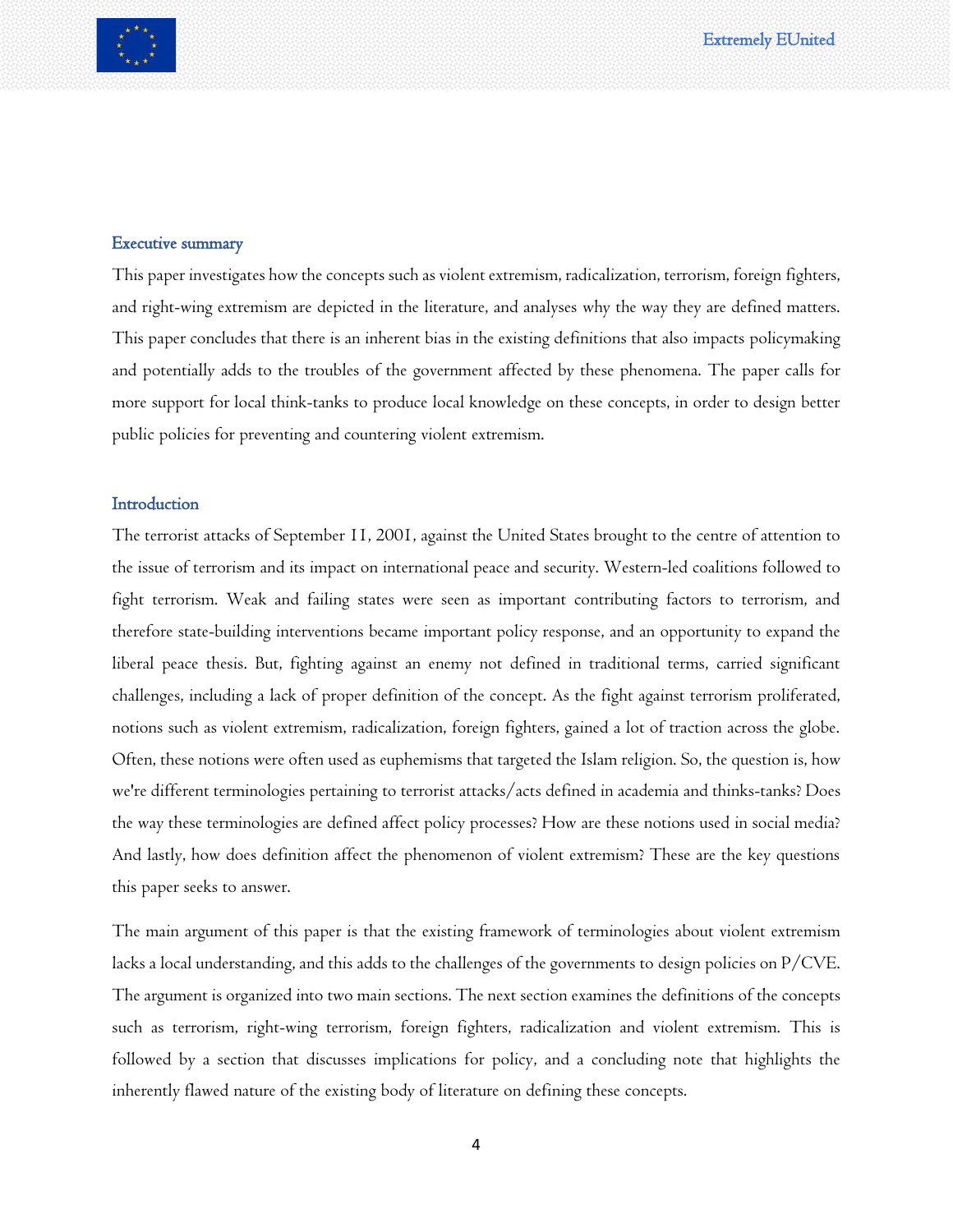## Executive summary

This paper investigates how the concepts such as violent extremism, radicalization, terrorism, foreign fighters, and right-wing extremism are depicted in the literature, and analyses why the way they are defined matters. This paper concludes that there is an inherent bias in the existing definitions that also impacts policymaking and potentially adds to the troubles of the government affected by these phenomena. The paper calls for more support for local think-tanks to produce local knowledge on these concepts, in order to design better public policies for preventing and countering violent extremism.

## Introduction

The terrorist attacks of September 11, 2001, against the United States brought to the centre of attention to the issue of terrorism and its impact on international peace and security. Western-led coalitions followed to fight terrorism. Weak and failing states were seen as important contributing factors to terrorism, and therefore state-building interventions became important policy response, and an opportunity to expand the liberal peace thesis. But, fighting against an enemy not defined in traditional terms, carried significant challenges, including a lack of proper definition of the concept. As the fight against terrorism proliferated, notions such as violent extremism, radicalization, foreign fighters, gained a lot of traction across the globe. Often, these notions were often used as euphemisms that targeted the Islam religion. So, the question is, how we're different terminologies pertaining to terrorist attacks/acts defined in academia and thinks-tanks? Does the way these terminologies are defined affect policy processes? How are these notions used in social media? And lastly, how does definition affect the phenomenon of violent extremism? These are the key questions this paper seeks to answer.

The main argument of this paper is that the existing framework of terminologies about violent extremism lacks a local understanding, and this adds to the challenges of the governments to design policies on P/CVE. The argument is organized into two main sections. The next section examines the definitions of the concepts such as terrorism, right-wing terrorism, foreign fighters, radicalization and violent extremism. This is followed by a section that discusses implications for policy, and a concluding note that highlights the inherently flawed nature of the existing body of literature on defining these concepts.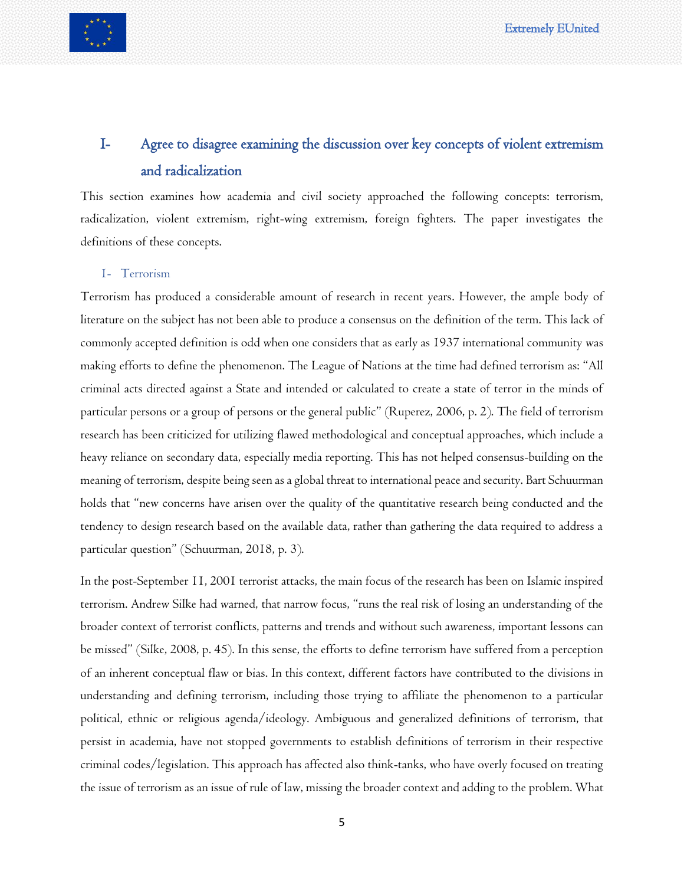# I- Agree to disagree examining the discussion over key concepts of violent extremism and radicalization

This section examines how academia and civil society approached the following concepts: terrorism, radicalization, violent extremism, right-wing extremism, foreign fighters. The paper investigates the definitions of these concepts.

## I- Terrorism

Terrorism has produced a considerable amount of research in recent years. However, the ample body of literature on the subject has not been able to produce a consensus on the definition of the term. This lack of commonly accepted definition is odd when one considers that as early as 1937 international community was making efforts to define the phenomenon. The League of Nations at the time had defined terrorism as: "All criminal acts directed against a State and intended or calculated to create a state of terror in the minds of particular persons or a group of persons or the general public" (Ruperez, 2006, p. 2). The field of terrorism research has been criticized for utilizing flawed methodological and conceptual approaches, which include a heavy reliance on secondary data, especially media reporting. This has not helped consensus-building on the meaning of terrorism, despite being seen as a global threat to international peace and security. Bart Schuurman holds that "new concerns have arisen over the quality of the quantitative research being conducted and the tendency to design research based on the available data, rather than gathering the data required to address a particular question" (Schuurman, 2018, p. 3).

In the post-September 11, 2001 terrorist attacks, the main focus of the research has been on Islamic inspired terrorism. Andrew Silke had warned, that narrow focus, "runs the real risk of losing an understanding of the broader context of terrorist conflicts, patterns and trends and without such awareness, important lessons can be missed" (Silke, 2008, p. 45). In this sense, the efforts to define terrorism have suffered from a perception of an inherent conceptual flaw or bias. In this context, different factors have contributed to the divisions in understanding and defining terrorism, including those trying to affiliate the phenomenon to a particular political, ethnic or religious agenda/ideology. Ambiguous and generalized definitions of terrorism, that persist in academia, have not stopped governments to establish definitions of terrorism in their respective criminal codes/legislation. This approach has affected also think-tanks, who have overly focused on treating the issue of terrorism as an issue of rule of law, missing the broader context and adding to the problem. What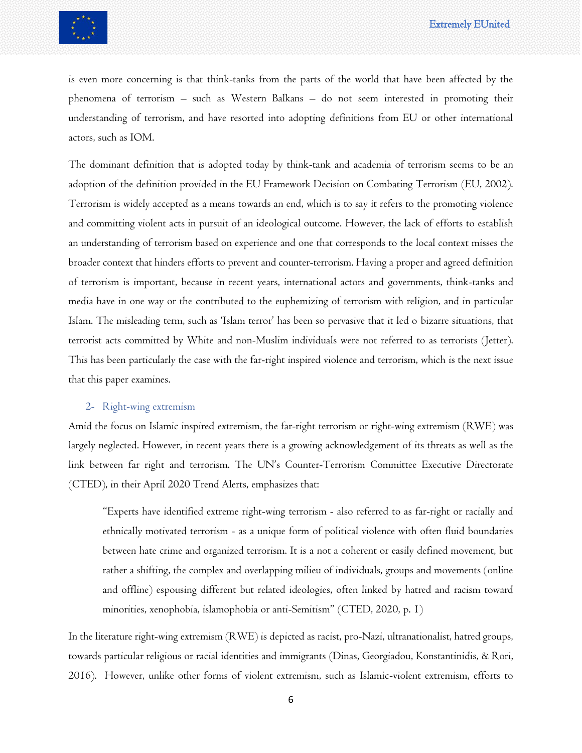is even more concerning is that think-tanks from the parts of the world that have been affected by the phenomena of terrorism – such as Western Balkans – do not seem interested in promoting their understanding of terrorism, and have resorted into adopting definitions from EU or other international actors, such as IOM.

The dominant definition that is adopted today by think-tank and academia of terrorism seems to be an adoption of the definition provided in the EU Framework Decision on Combating Terrorism (EU, 2002). Terrorism is widely accepted as a means towards an end, which is to say it refers to the promoting violence and committing violent acts in pursuit of an ideological outcome. However, the lack of efforts to establish an understanding of terrorism based on experience and one that corresponds to the local context misses the broader context that hinders efforts to prevent and counter-terrorism. Having a proper and agreed definition of terrorism is important, because in recent years, international actors and governments, think-tanks and media have in one way or the contributed to the euphemizing of terrorism with religion, and in particular Islam. The misleading term, such as 'Islam terror' has been so pervasive that it led o bizarre situations, that terrorist acts committed by White and non-Muslim individuals were not referred to as terrorists (Jetter). This has been particularly the case with the far-right inspired violence and terrorism, which is the next issue that this paper examines.

## 2- Right-wing extremism

Amid the focus on Islamic inspired extremism, the far-right terrorism or right-wing extremism (RWE) was largely neglected. However, in recent years there is a growing acknowledgement of its threats as well as the link between far right and terrorism. The UN's Counter-Terrorism Committee Executive Directorate (CTED), in their April 2020 Trend Alerts, emphasizes that:

> "Experts have identified extreme right-wing terrorism - also referred to as far-right or racially and ethnically motivated terrorism - as a unique form of political violence with often fluid boundaries between hate crime and organized terrorism. It is a not a coherent or easily defined movement, but rather a shifting, the complex and overlapping milieu of individuals, groups and movements (online and offline) espousing different but related ideologies, often linked by hatred and racism toward minorities, xenophobia, islamophobia or anti-Semitism" (CTED, 2020, p. 1)

In the literature right-wing extremism (RWE) is depicted as racist, pro-Nazi, ultranationalist, hatred groups, towards particular religious or racial identities and immigrants (Dinas, Georgiadou, Konstantinidis, & Rori, 2016). However, unlike other forms of violent extremism, such as Islamic-violent extremism, efforts to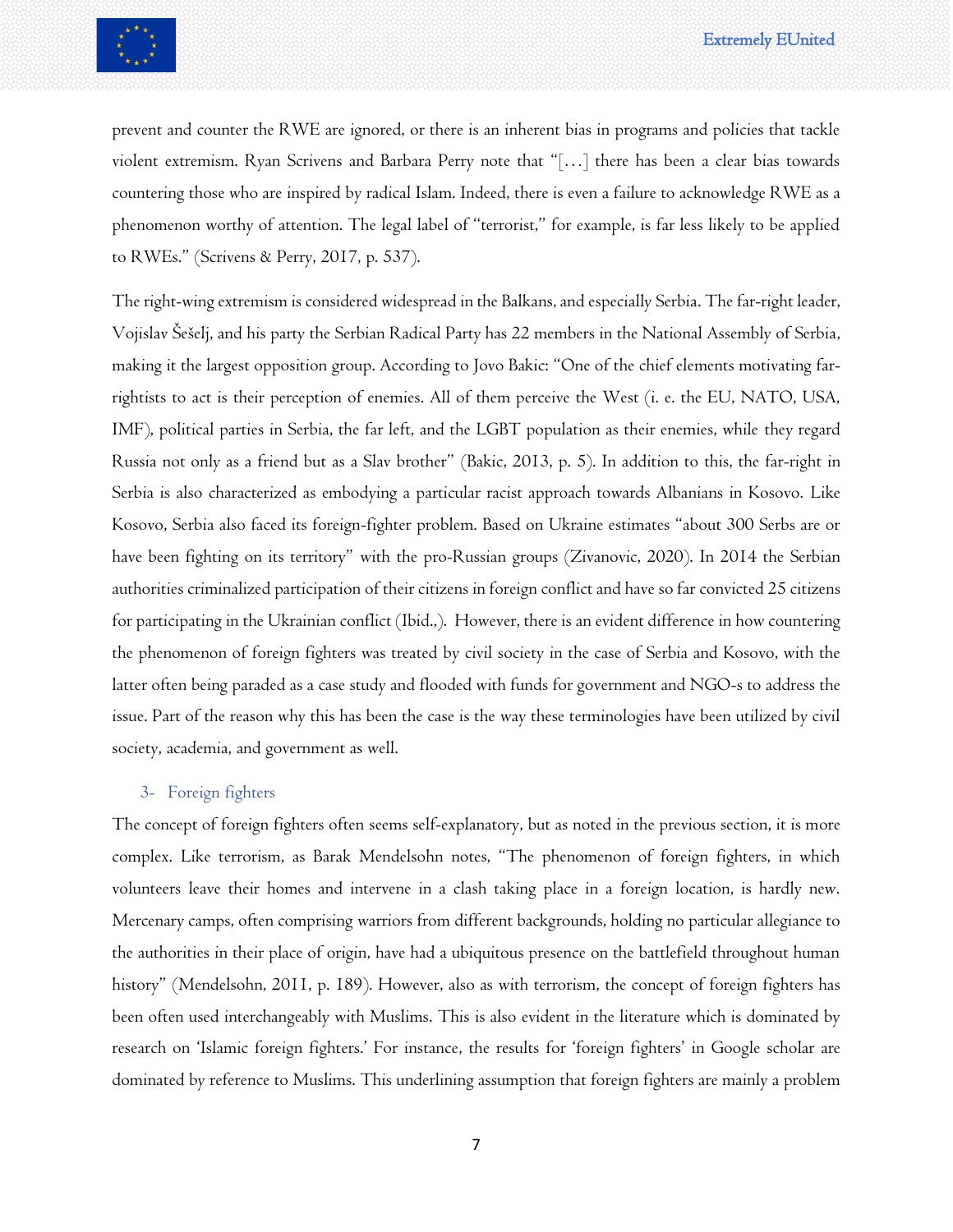prevent and counter the RWE are ignored, or there is an inherent bias in programs and policies that tackle violent extremism. Ryan Scrivens and Barbara Perry note that "[…] there has been a clear bias towards countering those who are inspired by radical Islam. Indeed, there is even a failure to acknowledge RWE as a phenomenon worthy of attention. The legal label of "terrorist," for example, is far less likely to be applied to RWEs." (Scrivens & Perry, 2017, p. 537).

The right-wing extremism is considered widespread in the Balkans, and especially Serbia. The far-right leader, Vojislav Šešelj, and his party the Serbian Radical Party has 22 members in the National Assembly of Serbia, making it the largest opposition group. According to Jovo Bakic: "One of the chief elements motivating far-rightists to act is their perception of enemies. All of them perceive the West (i. e. the EU, NATO, USA, IMF), political parties in Serbia, the far left, and the LGBT population as their enemies, while they regard Russia not only as a friend but as a Slav brother" (Bakic, 2013, p. 5). In addition to this, the far-right in Serbia is also characterized as embodying a particular racist approach towards Albanians in Kosovo. Like Kosovo, Serbia also faced its foreign-fighter problem. Based on Ukraine estimates "about 300 Serbs are or have been fighting on its territory" with the pro-Russian groups (Zivanovic, 2020). In 2014 the Serbian authorities criminalized participation of their citizens in foreign conflict and have so far convicted 25 citizens for participating in the Ukrainian conflict (Ibid.,). However, there is an evident difference in how countering the phenomenon of foreign fighters was treated by civil society in the case of Serbia and Kosovo, with the latter often being paraded as a case study and flooded with funds for government and NGO-s to address the issue. Part of the reason why this has been the case is the way these terminologies have been utilized by civil society, academia, and government as well.

## 3- Foreign fighters

The concept of foreign fighters often seems self-explanatory, but as noted in the previous section, it is more complex. Like terrorism, as Barak Mendelsohn notes, "The phenomenon of foreign fighters, in which volunteers leave their homes and intervene in a clash taking place in a foreign location, is hardly new. Mercenary camps, often comprising warriors from different backgrounds, holding no particular allegiance to the authorities in their place of origin, have had a ubiquitous presence on the battlefield throughout human history" (Mendelsohn, 2011, p. 189). However, also as with terrorism, the concept of foreign fighters has been often used interchangeably with Muslims. This is also evident in the literature which is dominated by research on 'Islamic foreign fighters.' For instance, the results for 'foreign fighters' in Google scholar are dominated by reference to Muslims. This underlining assumption that foreign fighters are mainly a problem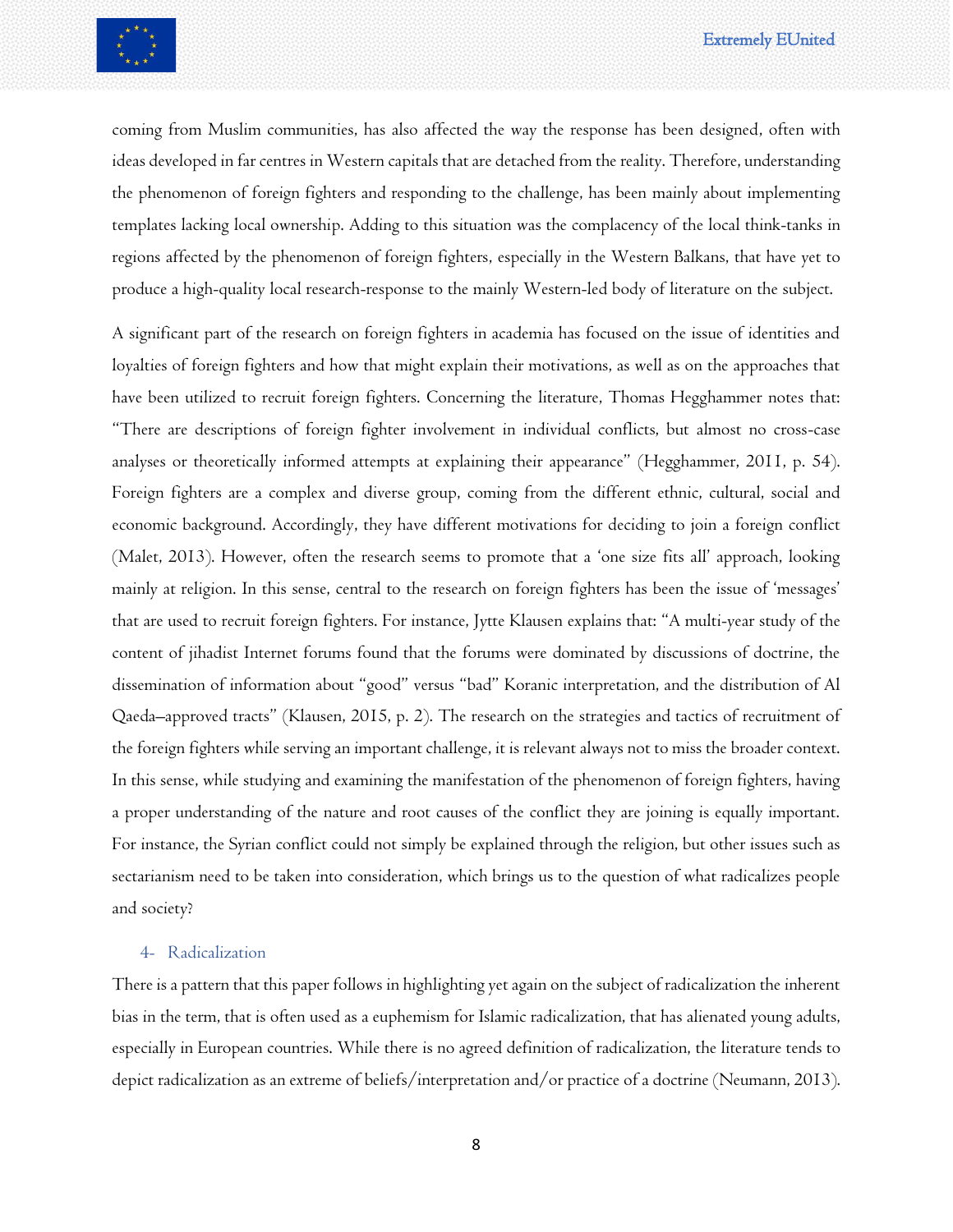coming from Muslim communities, has also affected the way the response has been designed, often with ideas developed in far centres in Western capitals that are detached from the reality. Therefore, understanding the phenomenon of foreign fighters and responding to the challenge, has been mainly about implementing templates lacking local ownership. Adding to this situation was the complacency of the local think-tanks in regions affected by the phenomenon of foreign fighters, especially in the Western Balkans, that have yet to produce a high-quality local research-response to the mainly Western-led body of literature on the subject.

A significant part of the research on foreign fighters in academia has focused on the issue of identities and loyalties of foreign fighters and how that might explain their motivations, as well as on the approaches that have been utilized to recruit foreign fighters. Concerning the literature, Thomas Hegghammer notes that: "There are descriptions of foreign fighter involvement in individual conflicts, but almost no cross-case analyses or theoretically informed attempts at explaining their appearance" (Hegghammer, 2011, p. 54). Foreign fighters are a complex and diverse group, coming from the different ethnic, cultural, social and economic background. Accordingly, they have different motivations for deciding to join a foreign conflict (Malet, 2013). However, often the research seems to promote that a 'one size fits all' approach, looking mainly at religion. In this sense, central to the research on foreign fighters has been the issue of 'messages' that are used to recruit foreign fighters. For instance, Jytte Klausen explains that: "A multi-year study of the content of jihadist Internet forums found that the forums were dominated by discussions of doctrine, the dissemination of information about "good" versus "bad" Koranic interpretation, and the distribution of Al Qaeda–approved tracts" (Klausen, 2015, p. 2). The research on the strategies and tactics of recruitment of the foreign fighters while serving an important challenge, it is relevant always not to miss the broader context. In this sense, while studying and examining the manifestation of the phenomenon of foreign fighters, having a proper understanding of the nature and root causes of the conflict they are joining is equally important. For instance, the Syrian conflict could not simply be explained through the religion, but other issues such as sectarianism need to be taken into consideration, which brings us to the question of what radicalizes people and society?

## 4- Radicalization

There is a pattern that this paper follows in highlighting yet again on the subject of radicalization the inherent bias in the term, that is often used as a euphemism for Islamic radicalization, that has alienated young adults, especially in European countries. While there is no agreed definition of radicalization, the literature tends to depict radicalization as an extreme of beliefs/interpretation and/or practice of a doctrine (Neumann, 2013).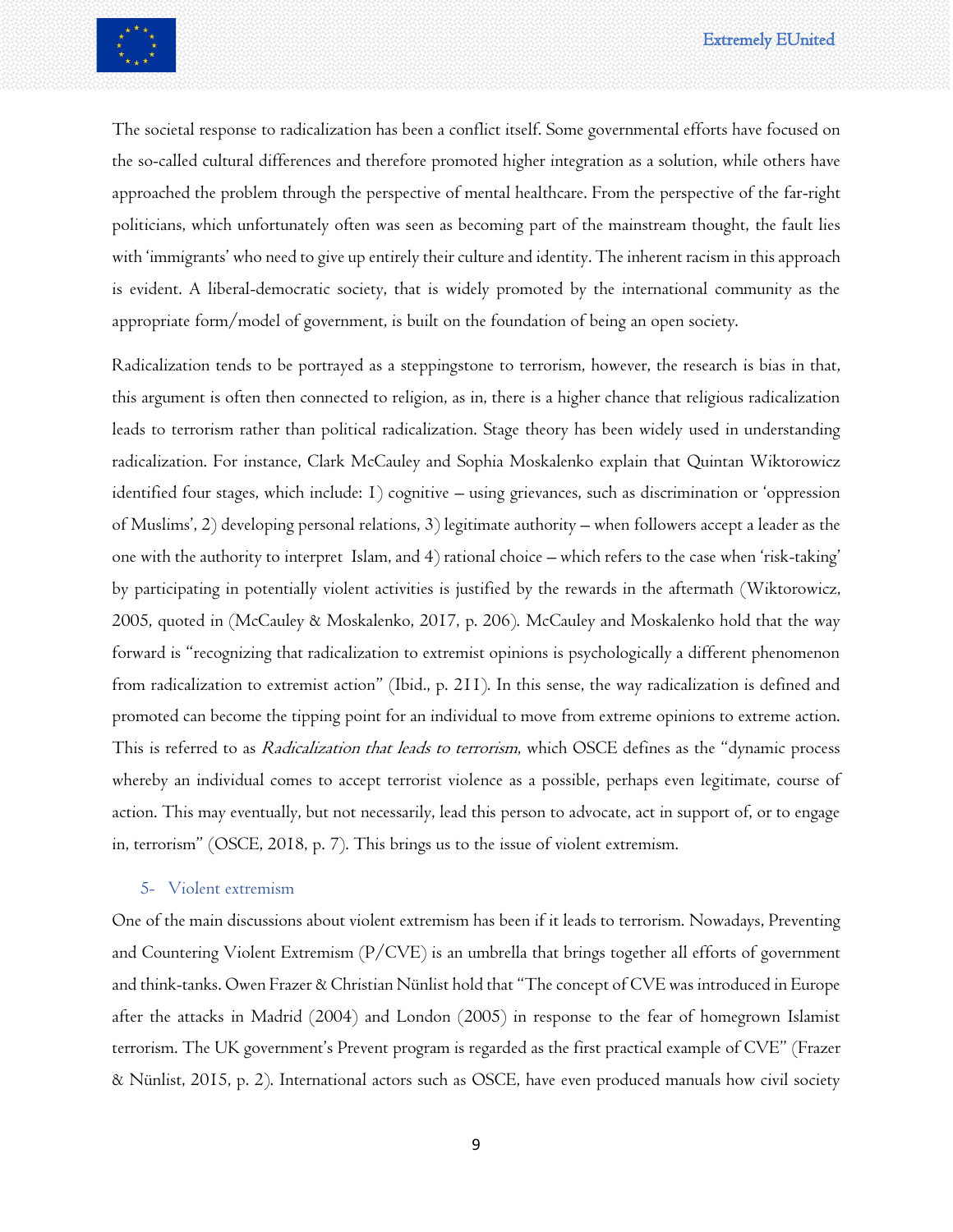The societal response to radicalization has been a conflict itself. Some governmental efforts have focused on the so-called cultural differences and therefore promoted higher integration as a solution, while others have approached the problem through the perspective of mental healthcare. From the perspective of the far-right politicians, which unfortunately often was seen as becoming part of the mainstream thought, the fault lies with 'immigrants' who need to give up entirely their culture and identity. The inherent racism in this approach is evident. A liberal-democratic society, that is widely promoted by the international community as the appropriate form/model of government, is built on the foundation of being an open society.

Radicalization tends to be portrayed as a steppingstone to terrorism, however, the research is bias in that, this argument is often then connected to religion, as in, there is a higher chance that religious radicalization leads to terrorism rather than political radicalization. Stage theory has been widely used in understanding radicalization. For instance, Clark McCauley and Sophia Moskalenko explain that Quintan Wiktorowicz identified four stages, which include: 1) cognitive – using grievances, such as discrimination or 'oppression of Muslims', 2) developing personal relations, 3) legitimate authority – when followers accept a leader as the one with the authority to interpret Islam, and 4) rational choice – which refers to the case when 'risk-taking' by participating in potentially violent activities is justified by the rewards in the aftermath (Wiktorowicz, 2005, quoted in (McCauley & Moskalenko, 2017, p. 206). McCauley and Moskalenko hold that the way forward is "recognizing that radicalization to extremist opinions is psychologically a different phenomenon from radicalization to extremist action" (Ibid., p. 211). In this sense, the way radicalization is defined and promoted can become the tipping point for an individual to move from extreme opinions to extreme action. This is referred to as *Radicalization that leads to terrorism*, which OSCE defines as the "dynamic process whereby an individual comes to accept terrorist violence as a possible, perhaps even legitimate, course of action. This may eventually, but not necessarily, lead this person to advocate, act in support of, or to engage in, terrorism" (OSCE, 2018, p. 7). This brings us to the issue of violent extremism.

## 5- Violent extremism

One of the main discussions about violent extremism has been if it leads to terrorism. Nowadays, Preventing and Countering Violent Extremism (P/CVE) is an umbrella that brings together all efforts of government and think-tanks. Owen Frazer & Christian Nünlist hold that "The concept of CVE was introduced in Europe after the attacks in Madrid (2004) and London (2005) in response to the fear of homegrown Islamist terrorism. The UK government's Prevent program is regarded as the first practical example of CVE" (Frazer & Nünlist, 2015, p. 2). International actors such as OSCE, have even produced manuals how civil society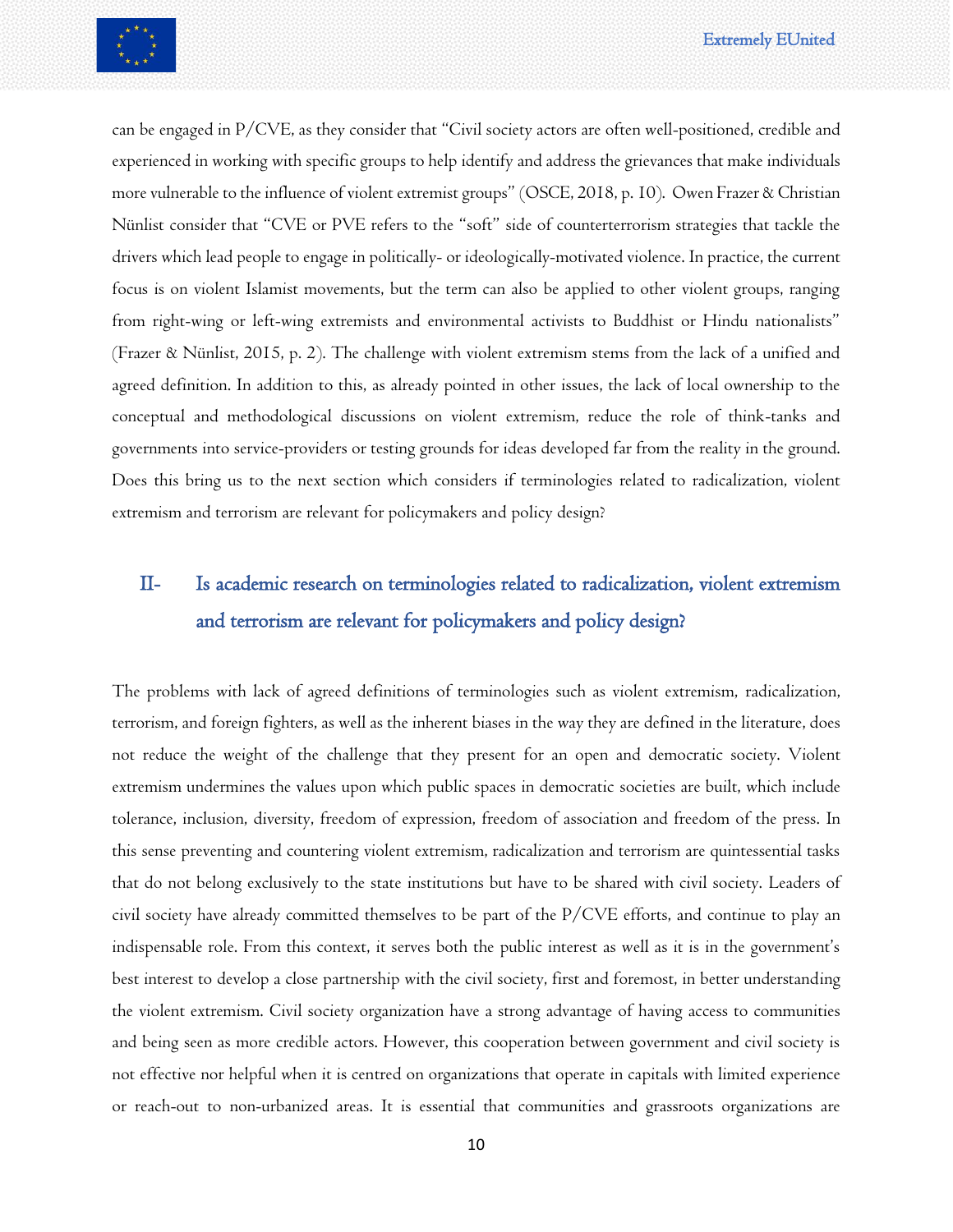can be engaged in P/CVE, as they consider that "Civil society actors are often well-positioned, credible and experienced in working with specific groups to help identify and address the grievances that make individuals more vulnerable to the influence of violent extremist groups" (OSCE, 2018, p. 10). Owen Frazer & Christian Nünlist consider that "CVE or PVE refers to the "soft" side of counterterrorism strategies that tackle the drivers which lead people to engage in politically- or ideologically-motivated violence. In practice, the current focus is on violent Islamist movements, but the term can also be applied to other violent groups, ranging from right-wing or left-wing extremists and environmental activists to Buddhist or Hindu nationalists" (Frazer & Nünlist, 2015, p. 2). The challenge with violent extremism stems from the lack of a unified and agreed definition. In addition to this, as already pointed in other issues, the lack of local ownership to the conceptual and methodological discussions on violent extremism, reduce the role of think-tanks and governments into service-providers or testing grounds for ideas developed far from the reality in the ground. Does this bring us to the next section which considers if terminologies related to radicalization, violent extremism and terrorism are relevant for policymakers and policy design?

## II- Is academic research on terminologies related to radicalization, violent extremism and terrorism are relevant for policymakers and policy design?

The problems with lack of agreed definitions of terminologies such as violent extremism, radicalization, terrorism, and foreign fighters, as well as the inherent biases in the way they are defined in the literature, does not reduce the weight of the challenge that they present for an open and democratic society. Violent extremism undermines the values upon which public spaces in democratic societies are built, which include tolerance, inclusion, diversity, freedom of expression, freedom of association and freedom of the press. In this sense preventing and countering violent extremism, radicalization and terrorism are quintessential tasks that do not belong exclusively to the state institutions but have to be shared with civil society. Leaders of civil society have already committed themselves to be part of the P/CVE efforts, and continue to play an indispensable role. From this context, it serves both the public interest as well as it is in the government's best interest to develop a close partnership with the civil society, first and foremost, in better understanding the violent extremism. Civil society organization have a strong advantage of having access to communities and being seen as more credible actors. However, this cooperation between government and civil society is not effective nor helpful when it is centred on organizations that operate in capitals with limited experience or reach-out to non-urbanized areas. It is essential that communities and grassroots organizations are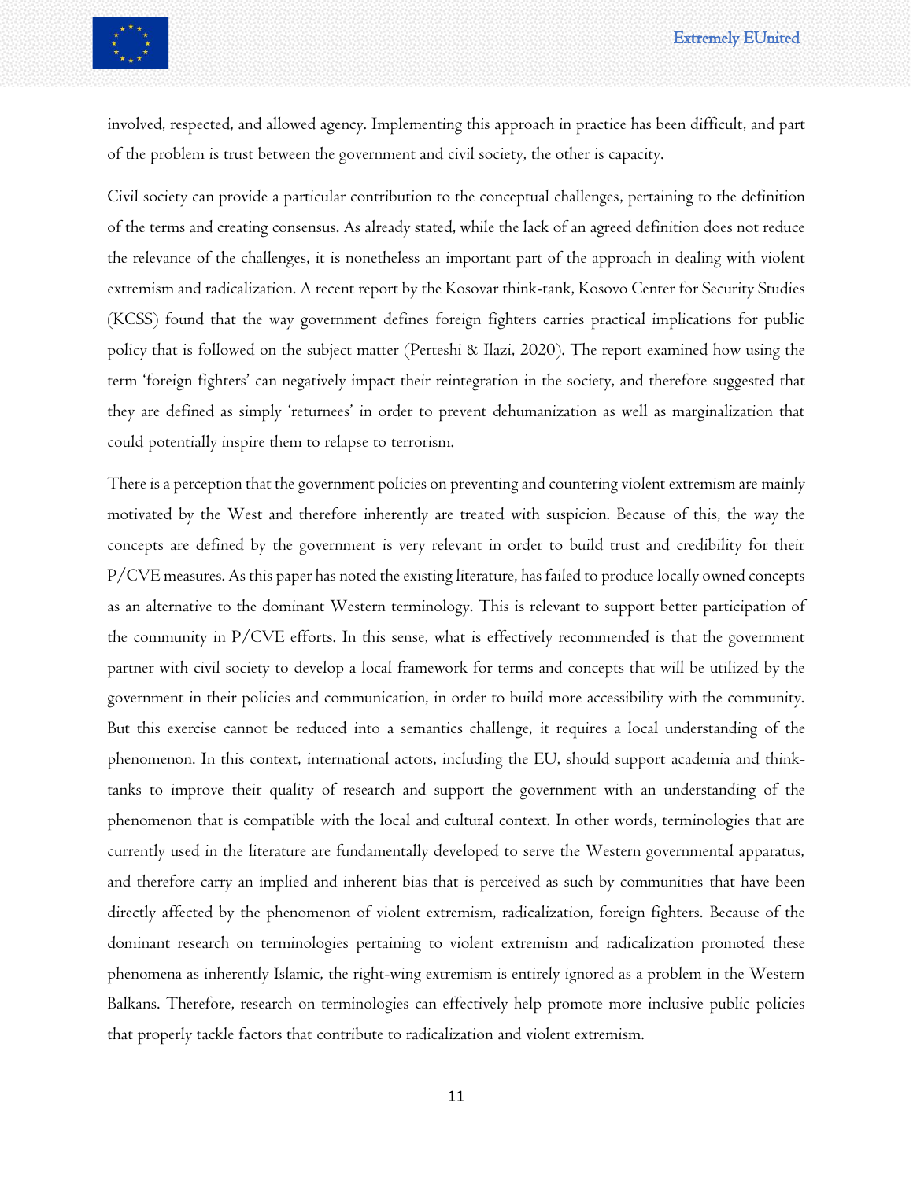involved, respected, and allowed agency. Implementing this approach in practice has been difficult, and part of the problem is trust between the government and civil society, the other is capacity.

Civil society can provide a particular contribution to the conceptual challenges, pertaining to the definition of the terms and creating consensus. As already stated, while the lack of an agreed definition does not reduce the relevance of the challenges, it is nonetheless an important part of the approach in dealing with violent extremism and radicalization. A recent report by the Kosovar think-tank, Kosovo Center for Security Studies (KCSS) found that the way government defines foreign fighters carries practical implications for public policy that is followed on the subject matter (Perteshi & Ilazi, 2020). The report examined how using the term 'foreign fighters' can negatively impact their reintegration in the society, and therefore suggested that they are defined as simply 'returnees' in order to prevent dehumanization as well as marginalization that could potentially inspire them to relapse to terrorism.

There is a perception that the government policies on preventing and countering violent extremism are mainly motivated by the West and therefore inherently are treated with suspicion. Because of this, the way the concepts are defined by the government is very relevant in order to build trust and credibility for their P/CVE measures. As this paper has noted the existing literature, has failed to produce locally owned concepts as an alternative to the dominant Western terminology. This is relevant to support better participation of the community in P/CVE efforts. In this sense, what is effectively recommended is that the government partner with civil society to develop a local framework for terms and concepts that will be utilized by the government in their policies and communication, in order to build more accessibility with the community. But this exercise cannot be reduced into a semantics challenge, it requires a local understanding of the phenomenon. In this context, international actors, including the EU, should support academia and think-tanks to improve their quality of research and support the government with an understanding of the phenomenon that is compatible with the local and cultural context. In other words, terminologies that are currently used in the literature are fundamentally developed to serve the Western governmental apparatus, and therefore carry an implied and inherent bias that is perceived as such by communities that have been directly affected by the phenomenon of violent extremism, radicalization, foreign fighters. Because of the dominant research on terminologies pertaining to violent extremism and radicalization promoted these phenomena as inherently Islamic, the right-wing extremism is entirely ignored as a problem in the Western Balkans. Therefore, research on terminologies can effectively help promote more inclusive public policies that properly tackle factors that contribute to radicalization and violent extremism.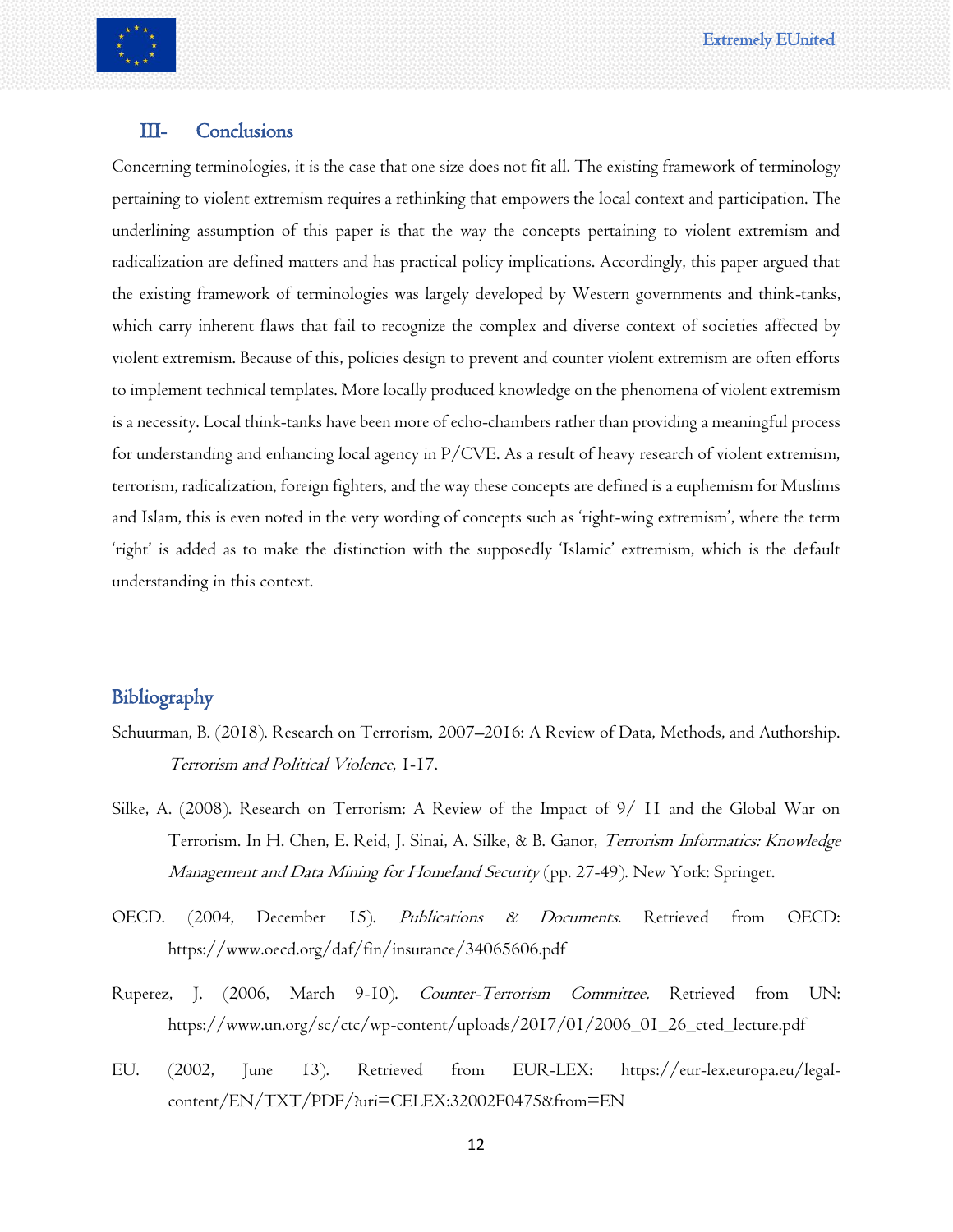## III- Conclusions

Concerning terminologies, it is the case that one size does not fit all. The existing framework of terminology pertaining to violent extremism requires a rethinking that empowers the local context and participation. The underlining assumption of this paper is that the way the concepts pertaining to violent extremism and radicalization are defined matters and has practical policy implications. Accordingly, this paper argued that the existing framework of terminologies was largely developed by Western governments and think-tanks, which carry inherent flaws that fail to recognize the complex and diverse context of societies affected by violent extremism. Because of this, policies design to prevent and counter violent extremism are often efforts to implement technical templates. More locally produced knowledge on the phenomena of violent extremism is a necessity. Local think-tanks have been more of echo-chambers rather than providing a meaningful process for understanding and enhancing local agency in P/CVE. As a result of heavy research of violent extremism, terrorism, radicalization, foreign fighters, and the way these concepts are defined is a euphemism for Muslims and Islam, this is even noted in the very wording of concepts such as 'right-wing extremism', where the term 'right' is added as to make the distinction with the supposedly 'Islamic' extremism, which is the default understanding in this context.

## Bibliography

Schuurman, B. (2018). Research on Terrorism, 2007–2016: A Review of Data, Methods, and Authorship. *Terrorism and Political Violence*, 1-17.

Silke, A. (2008). Research on Terrorism: A Review of the Impact of 9/ 11 and the Global War on Terrorism. In H. Chen, E. Reid, J. Sinai, A. Silke, & B. Ganor, *Terrorism Informatics: Knowledge Management and Data Mining for Homeland Security* (pp. 27-49). New York: Springer.

OECD. (2004, December 15). *Publications & Documents.* Retrieved from OECD: https://www.oecd.org/daf/fin/insurance/34065606.pdf

Ruperez, J. (2006, March 9-10). *Counter-Terrorism Committee.* Retrieved from UN: https://www.un.org/sc/ctc/wp-content/uploads/2017/01/2006_01_26_cted_lecture.pdf

EU. (2002, June 13). Retrieved from EUR-LEX: https://eur-lex.europa.eu/legal-content/EN/TXT/PDF/?uri=CELEX:32002F0475&from=EN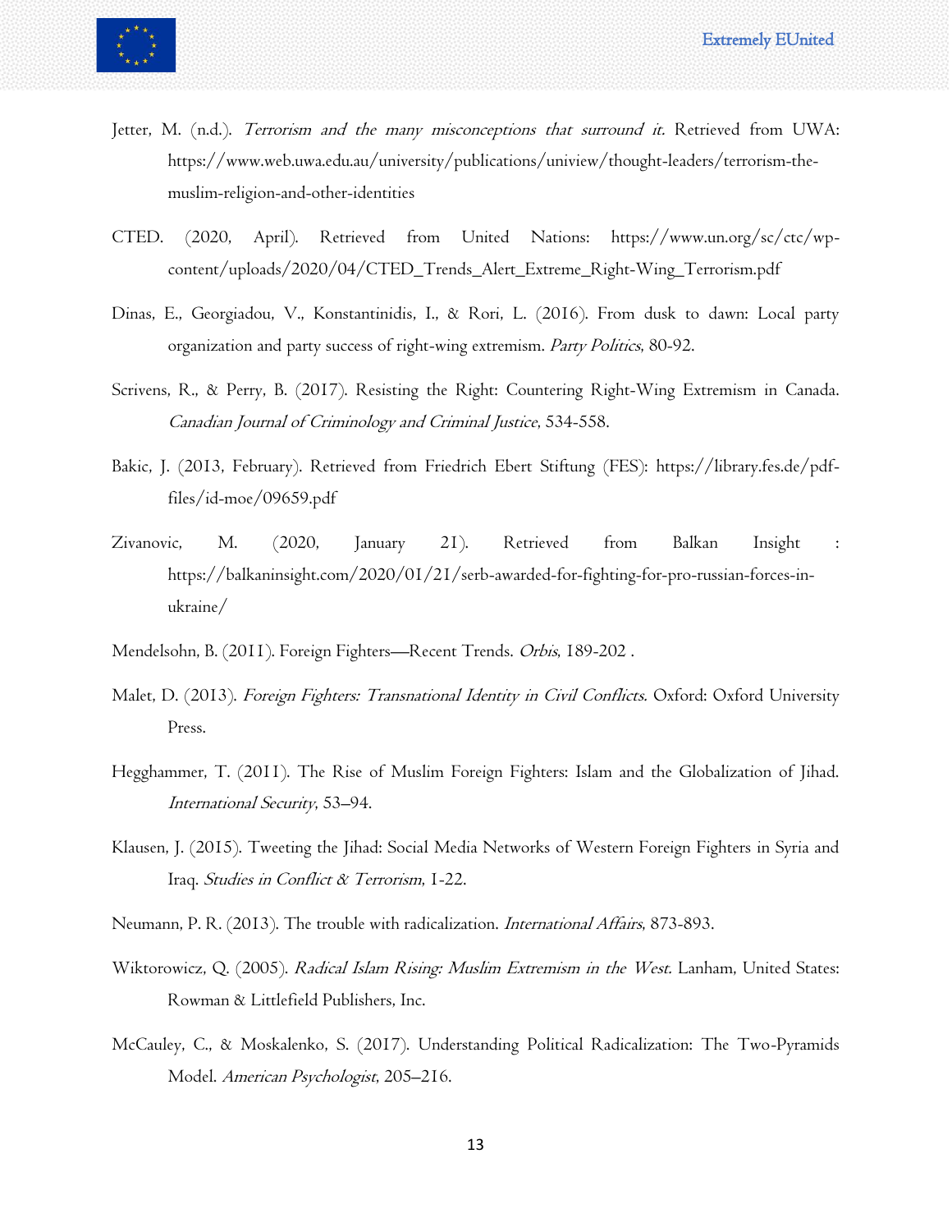Jetter, M. (n.d.). *Terrorism and the many misconceptions that surround it.* Retrieved from UWA: https://www.web.uwa.edu.au/university/publications/uniview/thought-leaders/terrorism-the-muslim-religion-and-other-identities

CTED. (2020, April). Retrieved from United Nations: https://www.un.org/sc/ctc/wp-content/uploads/2020/04/CTED_Trends_Alert_Extreme_Right-Wing_Terrorism.pdf

Dinas, E., Georgiadou, V., Konstantinidis, I., & Rori, L. (2016). From dusk to dawn: Local party organization and party success of right-wing extremism. *Party Politics*, 80-92.

Scrivens, R., & Perry, B. (2017). Resisting the Right: Countering Right-Wing Extremism in Canada. *Canadian Journal of Criminology and Criminal Justice*, 534-558.

Bakic, J. (2013, February). Retrieved from Friedrich Ebert Stiftung (FES): https://library.fes.de/pdf-files/id-moe/09659.pdf

Zivanovic, M. (2020, January 21). Retrieved from Balkan Insight : https://balkaninsight.com/2020/01/21/serb-awarded-for-fighting-for-pro-russian-forces-in-ukraine/

Mendelsohn, B. (2011). Foreign Fighters—Recent Trends. *Orbis*, 189-202 .

Malet, D. (2013). *Foreign Fighters: Transnational Identity in Civil Conflicts.* Oxford: Oxford University Press.

Hegghammer, T. (2011). The Rise of Muslim Foreign Fighters: Islam and the Globalization of Jihad. *International Security*, 53–94.

Klausen, J. (2015). Tweeting the Jihad: Social Media Networks of Western Foreign Fighters in Syria and Iraq. *Studies in Conflict & Terrorism*, 1-22.

Neumann, P. R. (2013). The trouble with radicalization. *International Affairs*, 873-893.

Wiktorowicz, Q. (2005). *Radical Islam Rising: Muslim Extremism in the West.* Lanham, United States: Rowman & Littlefield Publishers, Inc.

McCauley, C., & Moskalenko, S. (2017). Understanding Political Radicalization: The Two-Pyramids Model. *American Psychologist*, 205–216.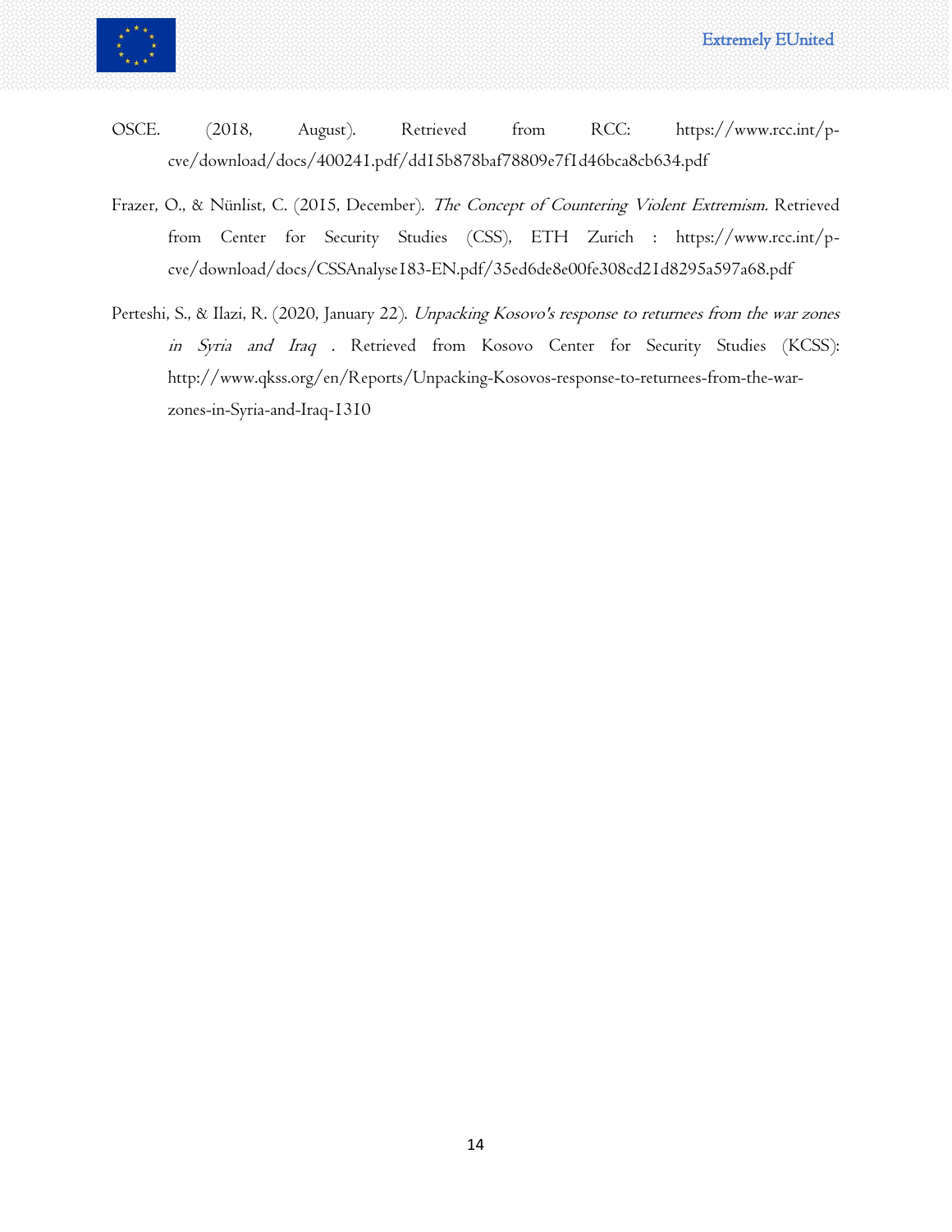OSCE. (2018, August). Retrieved from RCC: https://www.rcc.int/p-cve/download/docs/400241.pdf/dd15b878baf78809e7f1d46bca8cb634.pdf

Frazer, O., & Nünlist, C. (2015, December). *The Concept of Countering Violent Extremism.* Retrieved from Center for Security Studies (CSS), ETH Zurich : https://www.rcc.int/p-cve/download/docs/CSSAnalyse183-EN.pdf/35ed6de8e00fe308cd21d8295a597a68.pdf

Perteshi, S., & Ilazi, R. (2020, January 22). *Unpacking Kosovo's response to returnees from the war zones in Syria and Iraq* . Retrieved from Kosovo Center for Security Studies (KCSS): http://www.qkss.org/en/Reports/Unpacking-Kosovos-response-to-returnees-from-the-war-zones-in-Syria-and-Iraq-1310